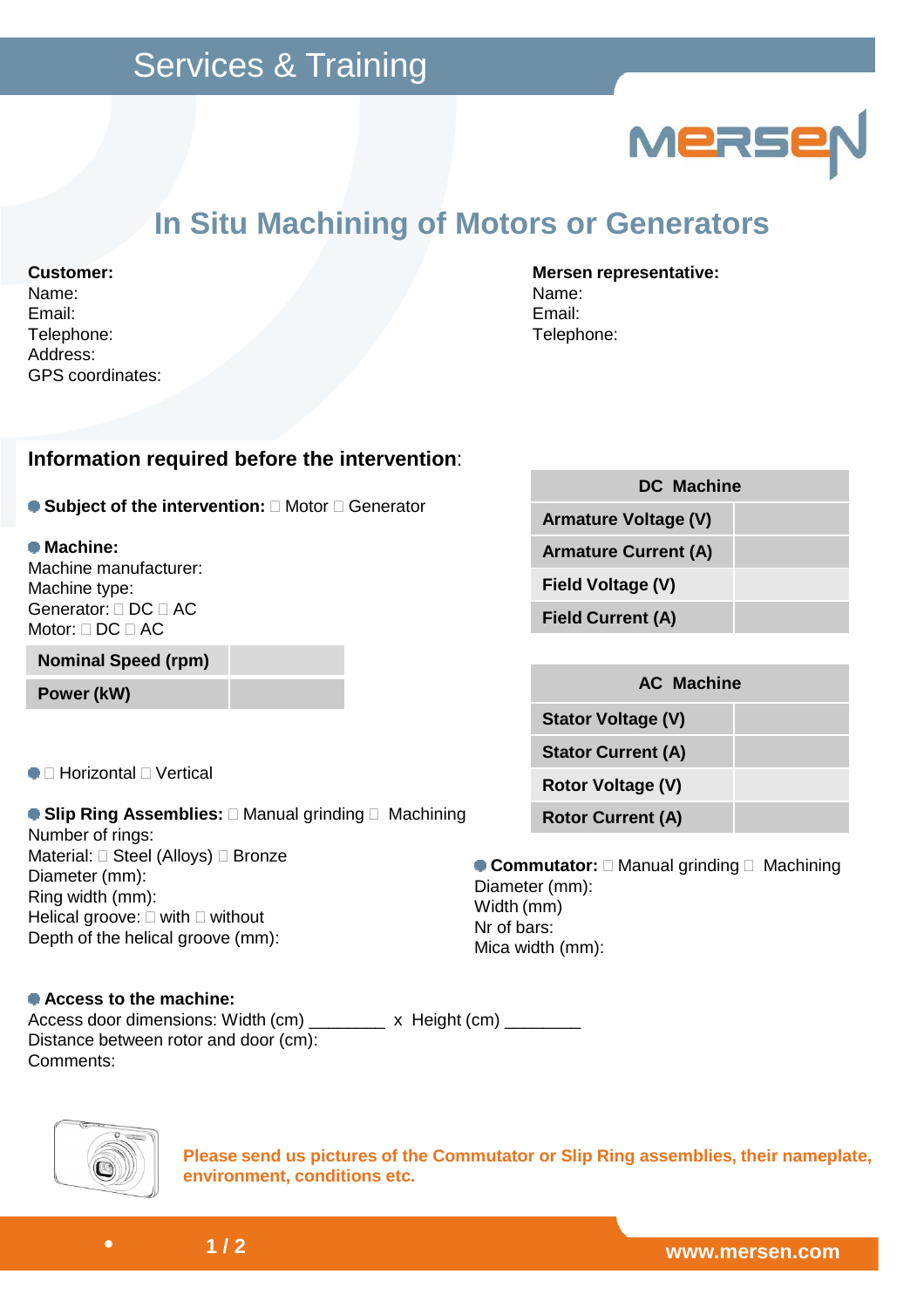Services & Training

# In Situ Machining of Motors or Generators

**Customer:**
Name:
Email:
Telephone:
Address:
GPS coordinates:

**Mersen representative:**
Name:
Email:
Telephone:

## Information required before the intervention:

- **Subject of the intervention:** ☐ Motor ☐ Generator

- **Machine:**
Machine manufacturer:
Machine type:
Generator: ☐ DC ☐ AC
Motor: ☐ DC ☐ AC

| Nominal Speed (rpm) | |
|---|---|
| Power (kW) | |

| DC Machine | |
|---|---|
| Armature Voltage (V) | |
| Armature Current (A) | |
| Field Voltage (V) | |
| Field Current (A) | |

| AC Machine | |
|---|---|
| Stator Voltage (V) | |
| Stator Current (A) | |
| Rotor Voltage (V) | |
| Rotor Current (A) | |

- ☐ Horizontal ☐ Vertical

- **Slip Ring Assemblies:** ☐ Manual grinding ☐ Machining
Number of rings:
Material: ☐ Steel (Alloys) ☐ Bronze
Diameter (mm):
Ring width (mm):
Helical groove: ☐ with ☐ without
Depth of the helical groove (mm):

- **Commutator:** ☐ Manual grinding ☐ Machining
Diameter (mm):
Width (mm)
Nr of bars:
Mica width (mm):

- **Access to the machine:**
Access door dimensions: Width (cm) ________ x Height (cm) ________
Distance between rotor and door (cm):
Comments:

**Please send us pictures of the Commutator or Slip Ring assemblies, their nameplate, environment, conditions etc.**

www.mersen.com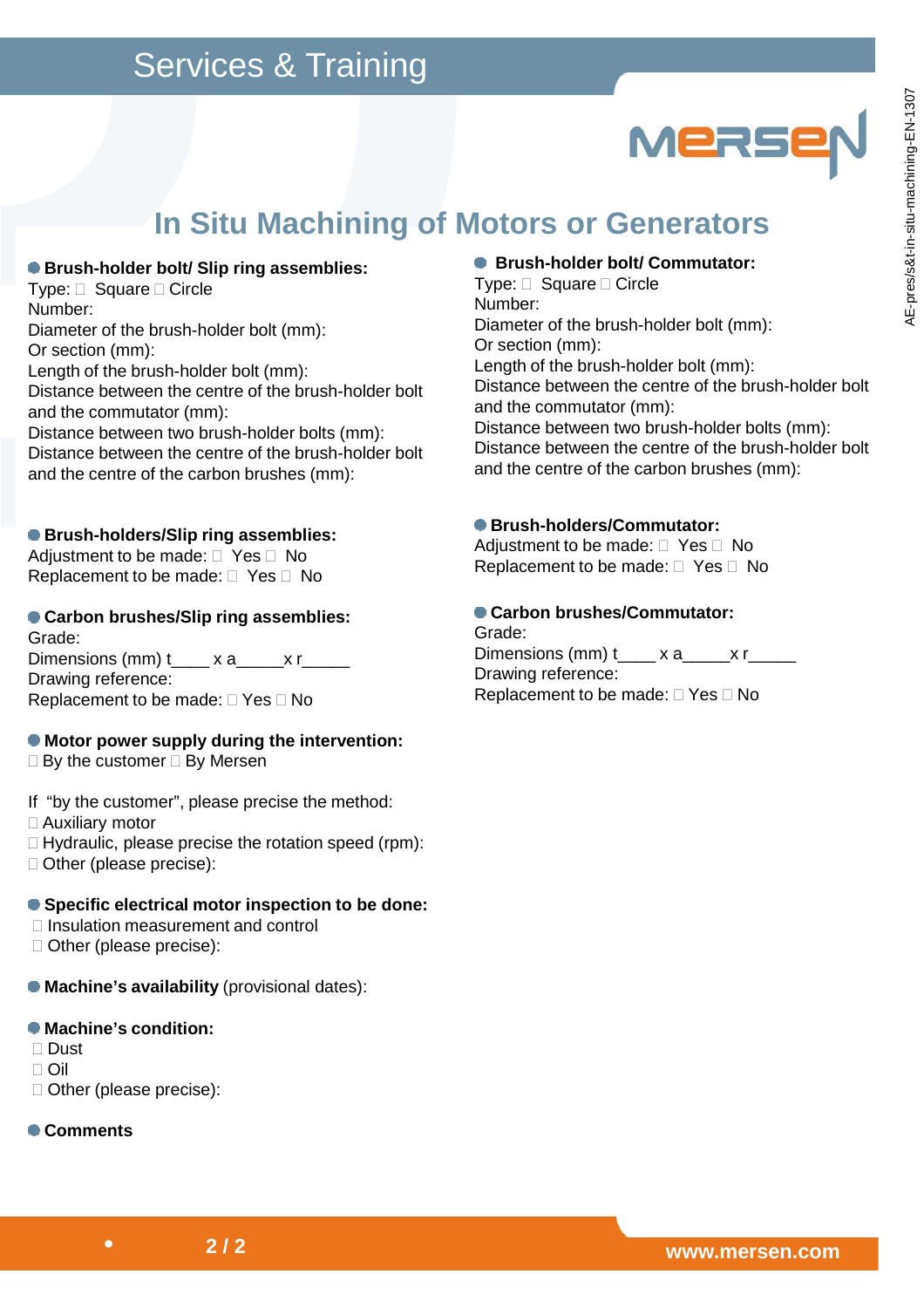# In Situ Machining of Motors or Generators

**Brush-holder bolt/ Slip ring assemblies:**

Type: ☐ Square ☐ Circle
Number:
Diameter of the brush-holder bolt (mm):
Or section (mm):
Length of the brush-holder bolt (mm):
Distance between the centre of the brush-holder bolt and the commutator (mm):
Distance between two brush-holder bolts (mm):
Distance between the centre of the brush-holder bolt and the centre of the carbon brushes (mm):

**Brush-holders/Slip ring assemblies:**

Adjustment to be made: ☐ Yes ☐ No
Replacement to be made: ☐ Yes ☐ No

**Carbon brushes/Slip ring assemblies:**

Grade:
Dimensions (mm) t____ x a_____x r_____
Drawing reference:
Replacement to be made: ☐ Yes ☐ No

**Motor power supply during the intervention:**

☐ By the customer ☐ By Mersen

If "by the customer", please precise the method:
☐ Auxiliary motor
☐ Hydraulic, please precise the rotation speed (rpm):
☐ Other (please precise):

**Specific electrical motor inspection to be done:**

☐ Insulation measurement and control
☐ Other (please precise):

**Machine's availability** (provisional dates):

**Machine's condition:**

☐ Dust
☐ Oil
☐ Other (please precise):

**Comments**

**Brush-holder bolt/ Commutator:**

Type: ☐ Square ☐ Circle
Number:
Diameter of the brush-holder bolt (mm):
Or section (mm):
Length of the brush-holder bolt (mm):
Distance between the centre of the brush-holder bolt and the commutator (mm):
Distance between two brush-holder bolts (mm):
Distance between the centre of the brush-holder bolt and the centre of the carbon brushes (mm):

**Brush-holders/Commutator:**

Adjustment to be made: ☐ Yes ☐ No
Replacement to be made: ☐ Yes ☐ No

**Carbon brushes/Commutator:**

Grade:
Dimensions (mm) t____ x a_____x r_____
Drawing reference:
Replacement to be made: ☐ Yes ☐ No